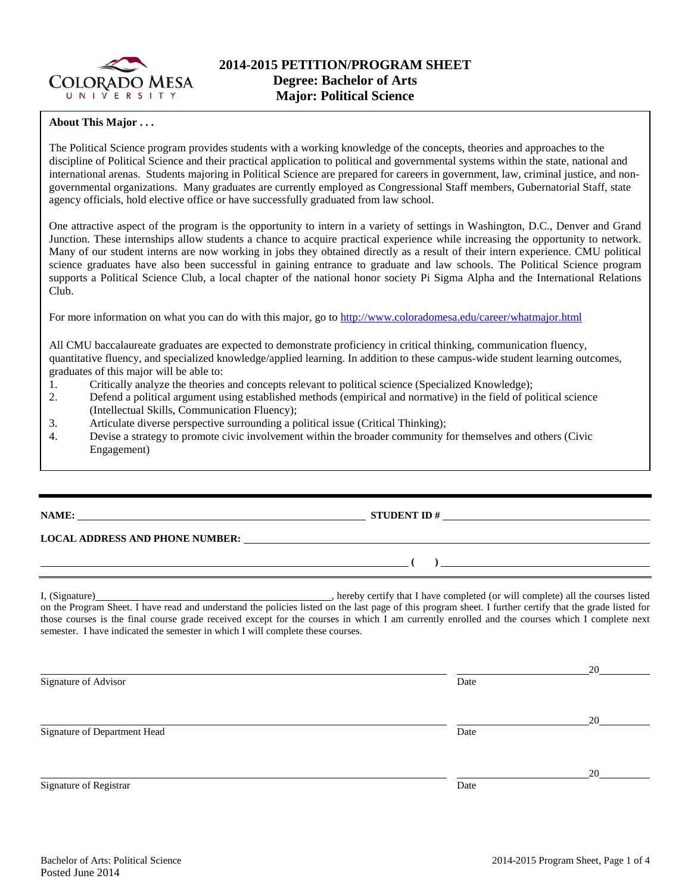# 2014-2015 PETITION/PROGRAM SHEET
## Degree: Bachelor of Arts
## Major: Political Science

**About This Major . . .**

The Political Science program provides students with a working knowledge of the concepts, theories and approaches to the discipline of Political Science and their practical application to political and governmental systems within the state, national and international arenas. Students majoring in Political Science are prepared for careers in government, law, criminal justice, and non-governmental organizations. Many graduates are currently employed as Congressional Staff members, Gubernatorial Staff, state agency officials, hold elective office or have successfully graduated from law school.

One attractive aspect of the program is the opportunity to intern in a variety of settings in Washington, D.C., Denver and Grand Junction. These internships allow students a chance to acquire practical experience while increasing the opportunity to network. Many of our student interns are now working in jobs they obtained directly as a result of their intern experience. CMU political science graduates have also been successful in gaining entrance to graduate and law schools. The Political Science program supports a Political Science Club, a local chapter of the national honor society Pi Sigma Alpha and the International Relations Club.

For more information on what you can do with this major, go to http://www.coloradomesa.edu/career/whatmajor.html

All CMU baccalaureate graduates are expected to demonstrate proficiency in critical thinking, communication fluency, quantitative fluency, and specialized knowledge/applied learning. In addition to these campus-wide student learning outcomes, graduates of this major will be able to:

1. Critically analyze the theories and concepts relevant to political science (Specialized Knowledge);
2. Defend a political argument using established methods (empirical and normative) in the field of political science (Intellectual Skills, Communication Fluency);
3. Articulate diverse perspective surrounding a political issue (Critical Thinking);
4. Devise a strategy to promote civic involvement within the broader community for themselves and others (Civic Engagement)

---

**NAME:** ______________________________ **STUDENT ID #** ______________________________

**LOCAL ADDRESS AND PHONE NUMBER:** ______________________________

______________________________ **( )** ______________________________

I, (Signature)______________________________, hereby certify that I have completed (or will complete) all the courses listed on the Program Sheet. I have read and understand the policies listed on the last page of this program sheet. I further certify that the grade listed for those courses is the final course grade received except for the courses in which I am currently enrolled and the courses which I complete next semester. I have indicated the semester in which I will complete these courses.

______________________________ ______________20______
Signature of Advisor Date

______________________________ ______________20______
Signature of Department Head Date

______________________________ ______________20______
Signature of Registrar Date

Bachelor of Arts: Political Science
Posted June 2014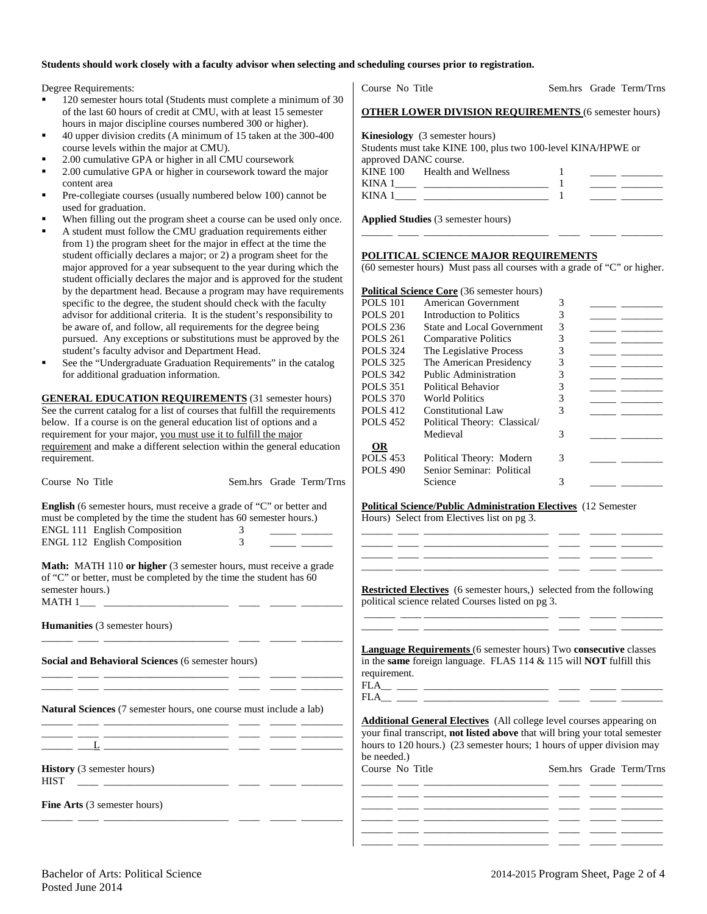**Students should work closely with a faculty advisor when selecting and scheduling courses prior to registration.**

Degree Requirements:

- 120 semester hours total (Students must complete a minimum of 30 of the last 60 hours of credit at CMU, with at least 15 semester hours in major discipline courses numbered 300 or higher).
- 40 upper division credits (A minimum of 15 taken at the 300-400 course levels within the major at CMU).
- 2.00 cumulative GPA or higher in all CMU coursework
- 2.00 cumulative GPA or higher in coursework toward the major content area
- Pre-collegiate courses (usually numbered below 100) cannot be used for graduation.
- When filling out the program sheet a course can be used only once.
- A student must follow the CMU graduation requirements either from 1) the program sheet for the major in effect at the time the student officially declares a major; or 2) a program sheet for the major approved for a year subsequent to the year during which the student officially declares the major and is approved for the student by the department head. Because a program may have requirements specific to the degree, the student should check with the faculty advisor for additional criteria. It is the student's responsibility to be aware of, and follow, all requirements for the degree being pursued. Any exceptions or substitutions must be approved by the student's faculty advisor and Department Head.
- See the "Undergraduate Graduation Requirements" in the catalog for additional graduation information.

**GENERAL EDUCATION REQUIREMENTS** (31 semester hours) See the current catalog for a list of courses that fulfill the requirements below. If a course is on the general education list of options and a requirement for your major, you must use it to fulfill the major requirement and make a different selection within the general education requirement.

| Course No | Title | Sem.hrs | Grade | Term/Trns |
|---|---|---|---|---|

**English** (6 semester hours, must receive a grade of "C" or better and must be completed by the time the student has 60 semester hours.)

| Course No | Title | Sem.hrs | Grade | Term/Trns |
|---|---|---|---|---|
| ENGL 111 | English Composition | 3 | | |
| ENGL 112 | English Composition | 3 | | |

**Math:** MATH 110 **or higher** (3 semester hours, must receive a grade of "C" or better, must be completed by the time the student has 60 semester hours.)

MATH 1___ ______________________ ____ _____ ________

**Humanities** (3 semester hours)

______ ____ ______________________ ____ _____ ________

**Social and Behavioral Sciences** (6 semester hours)

______ ____ ______________________ ____ _____ ________
______ ____ ______________________ ____ _____ ________

**Natural Sciences** (7 semester hours, one course must include a lab)

______ ____ ______________________ ____ _____ ________
______ ____ ______________________ ____ _____ ________
______ ___L ______________________ ____ _____ ________

**History** (3 semester hours)

HIST ____ ______________________ ____ _____ ________

**Fine Arts** (3 semester hours)

______ ____ ______________________ ____ _____ ________

| Course No | Title | Sem.hrs | Grade | Term/Trns |
|---|---|---|---|---|

**OTHER LOWER DIVISION REQUIREMENTS** (6 semester hours)

**Kinesiology** (3 semester hours)
Students must take KINE 100, plus two 100-level KINA/HPWE or approved DANC course.

| Course No | Title | Sem.hrs | Grade | Term/Trns |
|---|---|---|---|---|
| KINE 100 | Health and Wellness | 1 | | |
| KINA 1____ | | 1 | | |
| KINA 1____ | | 1 | | |

**Applied Studies** (3 semester hours)

______ ____ ______________________ ____ _____ ________

**POLITICAL SCIENCE MAJOR REQUIREMENTS**
(60 semester hours) Must pass all courses with a grade of "C" or higher.

**Political Science Core** (36 semester hours)

| Course No | Title | Sem.hrs | Grade | Term/Trns |
|---|---|---|---|---|
| POLS 101 | American Government | 3 | | |
| POLS 201 | Introduction to Politics | 3 | | |
| POLS 236 | State and Local Government | 3 | | |
| POLS 261 | Comparative Politics | 3 | | |
| POLS 324 | The Legislative Process | 3 | | |
| POLS 325 | The American Presidency | 3 | | |
| POLS 342 | Public Administration | 3 | | |
| POLS 351 | Political Behavior | 3 | | |
| POLS 370 | World Politics | 3 | | |
| POLS 412 | Constitutional Law | 3 | | |
| POLS 452 | Political Theory: Classical/ Medieval | 3 | | |
| **OR** | | | | |
| POLS 453 | Political Theory: Modern | 3 | | |
| POLS 490 | Senior Seminar: Political Science | 3 | | |

**Political Science/Public Administration Electives** (12 Semester Hours) Select from Electives list on pg 3.

______ ____ ______________________ ____ _____ ________
______ ____ ______________________ ____ _____ ________
______ ____ ______________________ ____ _____ ________
______ ____ ______________________ ____ _____ ________

**Restricted Electives** (6 semester hours,) selected from the following political science related Courses listed on pg 3.

______ ____ ______________________ ____ _____ ________
______ ____ ______________________ ____ _____ ________

**Language Requirements** (6 semester hours) Two **consecutive** classes in the **same** foreign language. FLAS 114 & 115 will **NOT** fulfill this requirement.

FLA__ ____ ______________________ ____ _____ ________
FLA__ ____ ______________________ ____ _____ ________

**Additional General Electives** (All college level courses appearing on your final transcript, **not listed above** that will bring your total semester hours to 120 hours.) (23 semester hours; 1 hours of upper division may be needed.)

| Course No | Title | Sem.hrs | Grade | Term/Trns |
|---|---|---|---|---|
| | | | | |
| | | | | |
| | | | | |
| | | | | |
| | | | | |
| | | | | |

Bachelor of Arts: Political Science
Posted June 2014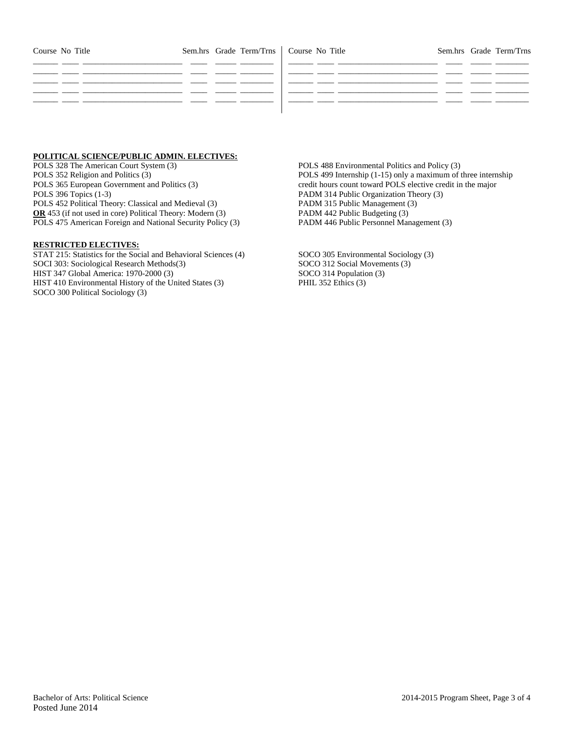| Course | No | Title | Sem.hrs | Grade | Term/Trns | Course | No | Title | Sem.hrs | Grade | Term/Trns |
|---|---|---|---|---|---|---|---|---|---|---|---|
| | | | | | | | | | | | |
| | | | | | | | | | | | |
| | | | | | | | | | | | |
| | | | | | | | | | | | |
| | | | | | | | | | | | |

**POLITICAL SCIENCE/PUBLIC ADMIN. ELECTIVES:**

POLS 328 The American Court System (3)
POLS 352 Religion and Politics (3)
POLS 365 European Government and Politics (3)
POLS 396 Topics (1-3)
POLS 452 Political Theory: Classical and Medieval (3)
**OR** 453 (if not used in core) Political Theory: Modern (3)
POLS 475 American Foreign and National Security Policy (3)
POLS 488 Environmental Politics and Policy (3)
POLS 499 Internship (1-15) only a maximum of three internship credit hours count toward POLS elective credit in the major
PADM 314 Public Organization Theory (3)
PADM 315 Public Management (3)
PADM 442 Public Budgeting (3)
PADM 446 Public Personnel Management (3)

**RESTRICTED ELECTIVES:**

STAT 215: Statistics for the Social and Behavioral Sciences (4)
SOCI 303: Sociological Research Methods(3)
HIST 347 Global America: 1970-2000 (3)
HIST 410 Environmental History of the United States (3)
SOCO 300 Political Sociology (3)
SOCO 305 Environmental Sociology (3)
SOCO 312 Social Movements (3)
SOCO 314 Population (3)
PHIL 352 Ethics (3)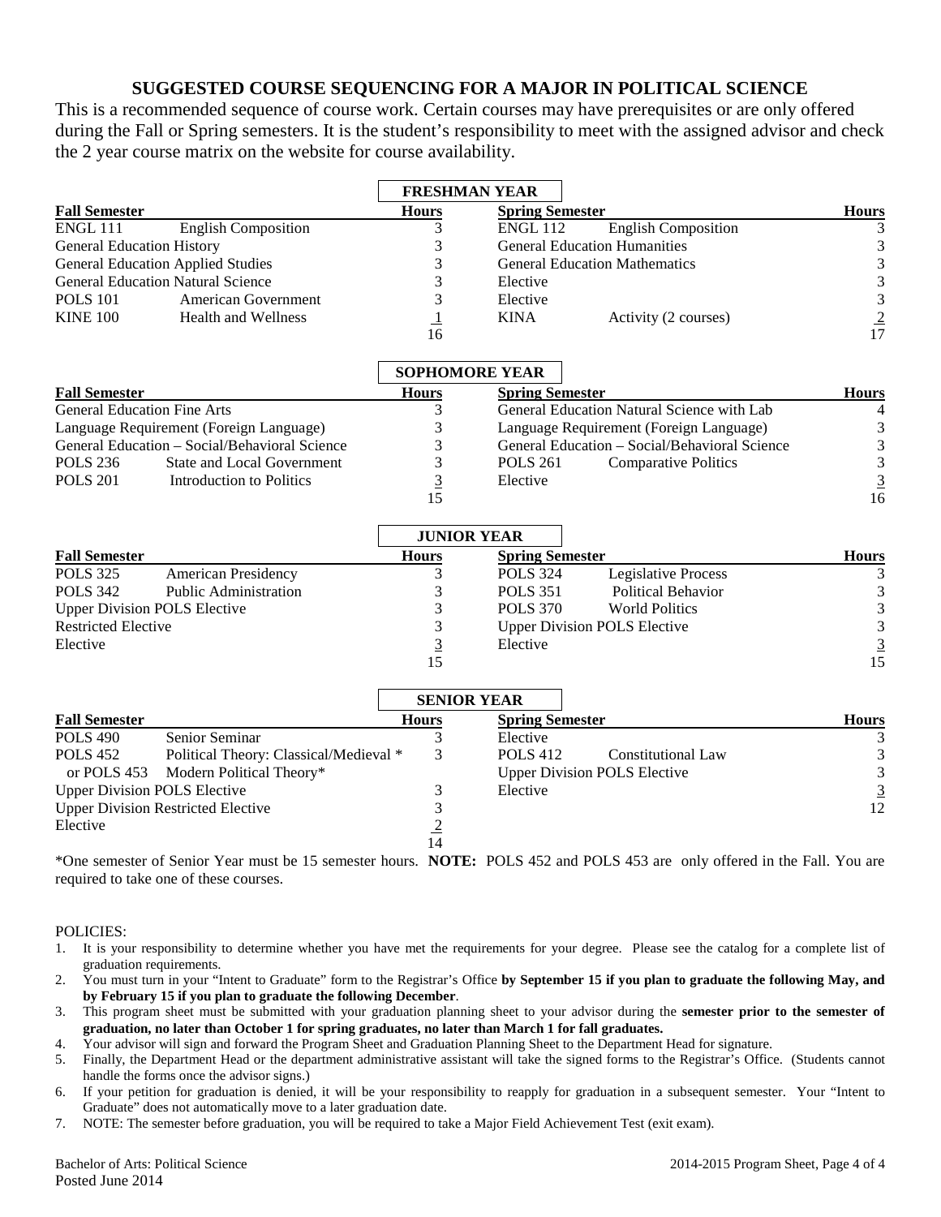## SUGGESTED COURSE SEQUENCING FOR A MAJOR IN POLITICAL SCIENCE

This is a recommended sequence of course work. Certain courses may have prerequisites or are only offered during the Fall or Spring semesters. It is the student's responsibility to meet with the assigned advisor and check the 2 year course matrix on the website for course availability.

### FRESHMAN YEAR

| Fall Semester | | Hours | Spring Semester | | Hours |
|---|---|---|---|---|---|
| ENGL 111 | English Composition | 3 | ENGL 112 | English Composition | 3 |
| General Education History | | 3 | General Education Humanities | | 3 |
| General Education Applied Studies | | 3 | General Education Mathematics | | 3 |
| General Education Natural Science | | 3 | Elective | | 3 |
| POLS 101 | American Government | 3 | Elective | | 3 |
| KINE 100 | Health and Wellness | 1 | KINA | Activity (2 courses) | 2 |
| | | 16 | | | 17 |

### SOPHOMORE YEAR

| Fall Semester | | Hours | Spring Semester | | Hours |
|---|---|---|---|---|---|
| General Education Fine Arts | | 3 | General Education Natural Science with Lab | | 4 |
| Language Requirement (Foreign Language) | | 3 | Language Requirement (Foreign Language) | | 3 |
| General Education – Social/Behavioral Science | | 3 | General Education – Social/Behavioral Science | | 3 |
| POLS 236 | State and Local Government | 3 | POLS 261 | Comparative Politics | 3 |
| POLS 201 | Introduction to Politics | 3 | Elective | | 3 |
| | | 15 | | | 16 |

### JUNIOR YEAR

| Fall Semester | | Hours | Spring Semester | | Hours |
|---|---|---|---|---|---|
| POLS 325 | American Presidency | 3 | POLS 324 | Legislative Process | 3 |
| POLS 342 | Public Administration | 3 | POLS 351 | Political Behavior | 3 |
| Upper Division POLS Elective | | 3 | POLS 370 | World Politics | 3 |
| Restricted Elective | | 3 | Upper Division POLS Elective | | 3 |
| Elective | | 3 | Elective | | 3 |
| | | 15 | | | 15 |

### SENIOR YEAR

| Fall Semester | | Hours | Spring Semester | | Hours |
|---|---|---|---|---|---|
| POLS 490 | Senior Seminar | 3 | Elective | | 3 |
| POLS 452 | Political Theory: Classical/Medieval * | 3 | POLS 412 | Constitutional Law | 3 |
| or POLS 453 | Modern Political Theory* | | Upper Division POLS Elective | | 3 |
| Upper Division POLS Elective | | 3 | Elective | | 3 |
| Upper Division Restricted Elective | | 3 | | | 12 |
| Elective | | 2 | | | |
| | | 14 | | | |

*One semester of Senior Year must be 15 semester hours. **NOTE:** POLS 452 and POLS 453 are only offered in the Fall. You are required to take one of these courses.

POLICIES:

1. It is your responsibility to determine whether you have met the requirements for your degree. Please see the catalog for a complete list of graduation requirements.
2. You must turn in your "Intent to Graduate" form to the Registrar's Office **by September 15 if you plan to graduate the following May, and by February 15 if you plan to graduate the following December**.
3. This program sheet must be submitted with your graduation planning sheet to your advisor during the **semester prior to the semester of graduation, no later than October 1 for spring graduates, no later than March 1 for fall graduates.**
4. Your advisor will sign and forward the Program Sheet and Graduation Planning Sheet to the Department Head for signature.
5. Finally, the Department Head or the department administrative assistant will take the signed forms to the Registrar's Office. (Students cannot handle the forms once the advisor signs.)
6. If your petition for graduation is denied, it will be your responsibility to reapply for graduation in a subsequent semester. Your "Intent to Graduate" does not automatically move to a later graduation date.
7. NOTE: The semester before graduation, you will be required to take a Major Field Achievement Test (exit exam).

Bachelor of Arts: Political Science
Posted June 2014